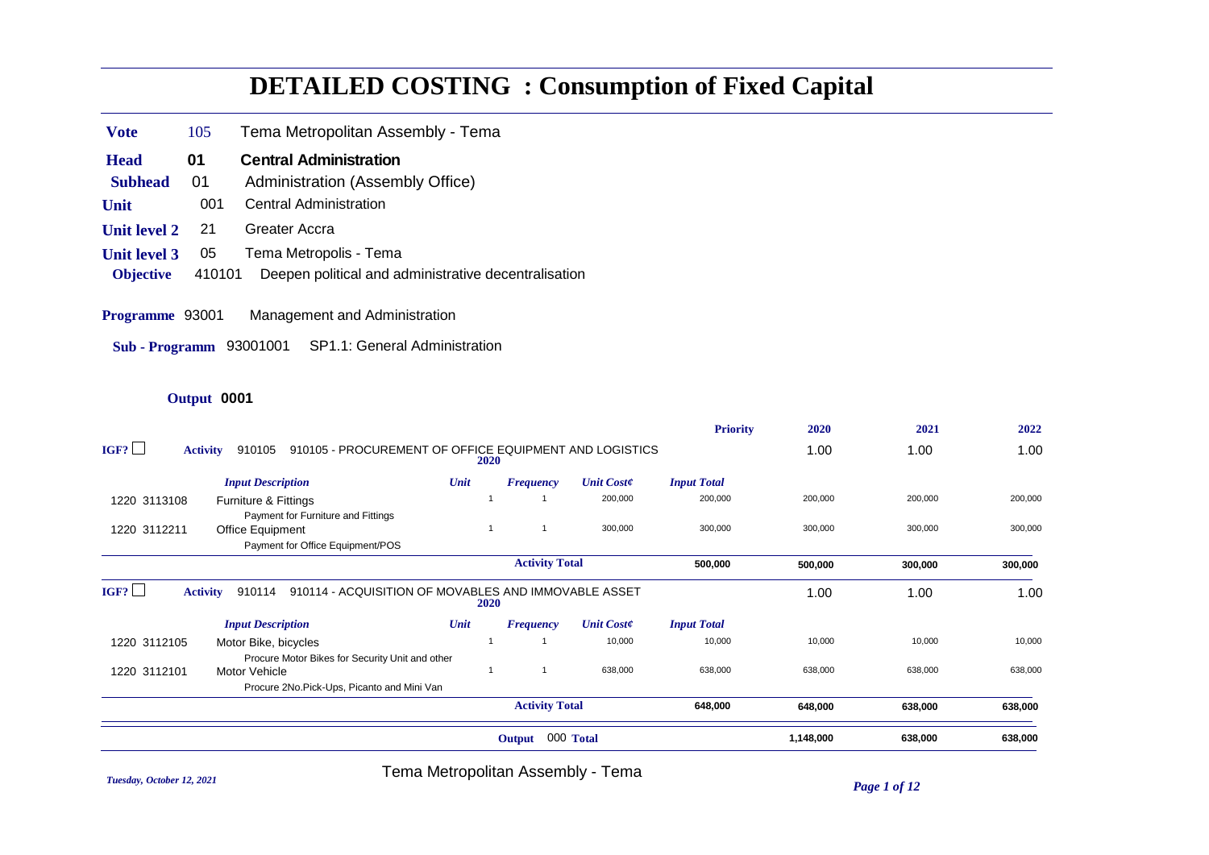# DETAILED COSTING : Consumption of Fixed Capital

**Vote** 105 Tema Metropolitan Assembly - Tema

**Head** **01** **Central Administration**

**Subhead** 01 Administration (Assembly Office)

**Unit** 001 Central Administration

**Unit level 2** 21 Greater Accra

**Unit level 3** 05 Tema Metropolis - Tema

**Objective** 410101 Deepen political and administrative decentralisation

**Programme** 93001 Management and Administration

**Sub - Programm** 93001001 SP1.1: General Administration

**Output 0001**

| | | | | | | Priority | 2020 | 2021 | 2022 |
|---|---|---|---|---|---|---|---|---|---|
| IGF? ☐ | **Activity** 910105 910105 - PROCUREMENT OF OFFICE EQUIPMENT AND LOGISTICS | **2020** | | | | | 1.00 | 1.00 | 1.00 |
| | *Input Description* | *Unit* | *Frequency* | *Unit Cost¢* | *Input Total* | | | | |
| 1220 3113108 | Furniture & Fittings<br>Payment for Furniture and Fittings | 1 | 1 | 200,000 | 200,000 | | 200,000 | 200,000 | 200,000 |
| 1220 3112211 | Office Equipment<br>Payment for Office Equipment/POS | 1 | 1 | 300,000 | 300,000 | | 300,000 | 300,000 | 300,000 |
| | | | **Activity Total** | | **500,000** | | **500,000** | **300,000** | **300,000** |
| IGF? ☐ | **Activity** 910114 910114 - ACQUISITION OF MOVABLES AND IMMOVABLE ASSET | **2020** | | | | | 1.00 | 1.00 | 1.00 |
| | *Input Description* | *Unit* | *Frequency* | *Unit Cost¢* | *Input Total* | | | | |
| 1220 3112105 | Motor Bike, bicycles<br>Procure Motor Bikes for Security Unit and other | 1 | 1 | 10,000 | 10,000 | | 10,000 | 10,000 | 10,000 |
| 1220 3112101 | Motor Vehicle<br>Procure 2No.Pick-Ups, Picanto and Mini Van | 1 | 1 | 638,000 | 638,000 | | 638,000 | 638,000 | 638,000 |
| | | | **Activity Total** | | **648,000** | | **648,000** | **638,000** | **638,000** |
| | | | **Output** 000 **Total** | | | | **1,148,000** | **638,000** | **638,000** |

Tema Metropolitan Assembly - Tema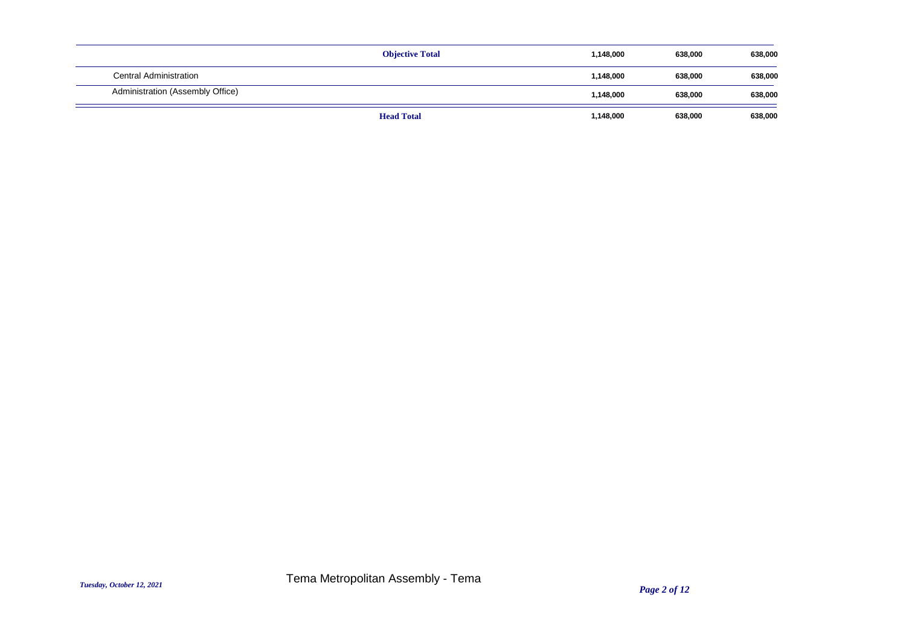| | | | | |
|---|---|---|---|---|
| | **Objective Total** | **1,148,000** | **638,000** | **638,000** |
| Central Administration | | **1,148,000** | **638,000** | **638,000** |
| Administration (Assembly Office) | | **1,148,000** | **638,000** | **638,000** |
| | **Head Total** | **1,148,000** | **638,000** | **638,000** |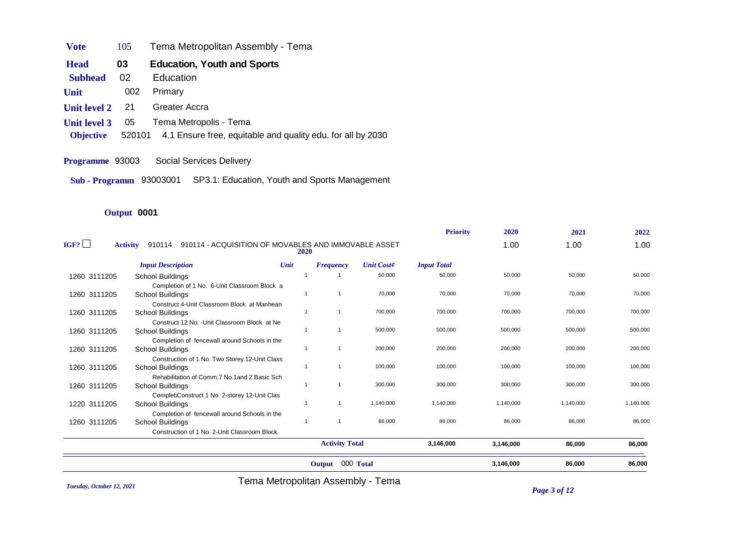| | | |
|---|---|---|
| **Vote** | 105 | Tema Metropolitan Assembly - Tema |
| **Head** | **03** | **Education, Youth and Sports** |
| **Subhead** | 02 | Education |
| **Unit** | 002 | Primary |
| **Unit level 2** | 21 | Greater Accra |
| **Unit level 3** | 05 | Tema Metropolis - Tema |
| **Objective** | 520101 | 4.1 Ensure free, equitable and quality edu. for all by 2030 |

**Programme** 93003 Social Services Delivery

**Sub - Programm** 93003001 SP3.1: Education, Youth and Sports Management

**Output 0001**

IGF? ☐ **Activity** 910114 910114 - ACQUISITION OF MOVABLES AND IMMOVABLE ASSET

| | *Input Description* | *Unit* | *Frequency* | *Unit Cost¢* | *Input Total* | **Priority** **2020** | **2021** | **2022** |
|---|---|---|---|---|---|---|---|---|
| | | **2020** | | | | 1.00 | 1.00 | 1.00 |
| 1260 3111205 | School Buildings<br>Completion of 1 No. 6-Unit Classroom Block a | 1 | 1 | 50,000 | 50,000 | 50,000 | 50,000 | 50,000 |
| 1260 3111205 | School Buildings<br>Construct 4-Unit Classroom Block at Manhean | 1 | 1 | 70,000 | 70,000 | 70,000 | 70,000 | 70,000 |
| 1260 3111205 | School Buildings<br>Construct 12 No. -Unit Classroom Block at Ne | 1 | 1 | 700,000 | 700,000 | 700,000 | 700,000 | 700,000 |
| 1260 3111205 | School Buildings<br>Completion of fencewall around Schools in the | 1 | 1 | 500,000 | 500,000 | 500,000 | 500,000 | 500,000 |
| 1260 3111205 | School Buildings<br>Construction of 1 No. Two Storey 12-Unit Class | 1 | 1 | 200,000 | 200,000 | 200,000 | 200,000 | 200,000 |
| 1260 3111205 | School Buildings<br>Rehabilitation of Comm.7 No.1and 2 Basic Sch | 1 | 1 | 100,000 | 100,000 | 100,000 | 100,000 | 100,000 |
| 1260 3111205 | School Buildings<br>CompletiConstruct 1 No. 2-storey 12-Unit Clas | 1 | 1 | 300,000 | 300,000 | 300,000 | 300,000 | 300,000 |
| 1220 3111205 | School Buildings<br>Completion of fencewall around Schools in the | 1 | 1 | 1,140,000 | 1,140,000 | 1,140,000 | 1,140,000 | 1,140,000 |
| 1260 3111205 | School Buildings<br>Construction of 1 No. 2-Unit Classroom Block | 1 | 1 | 86,000 | 86,000 | 86,000 | 86,000 | 86,000 |
| | | | **Activity Total** | | **3,146,000** | **3,146,000** | **86,000** | **86,000** |
| | | | **Output** 000 **Total** | | | **3,146,000** | **86,000** | **86,000** |

Tema Metropolitan Assembly - Tema

*Tuesday, October 12, 2021*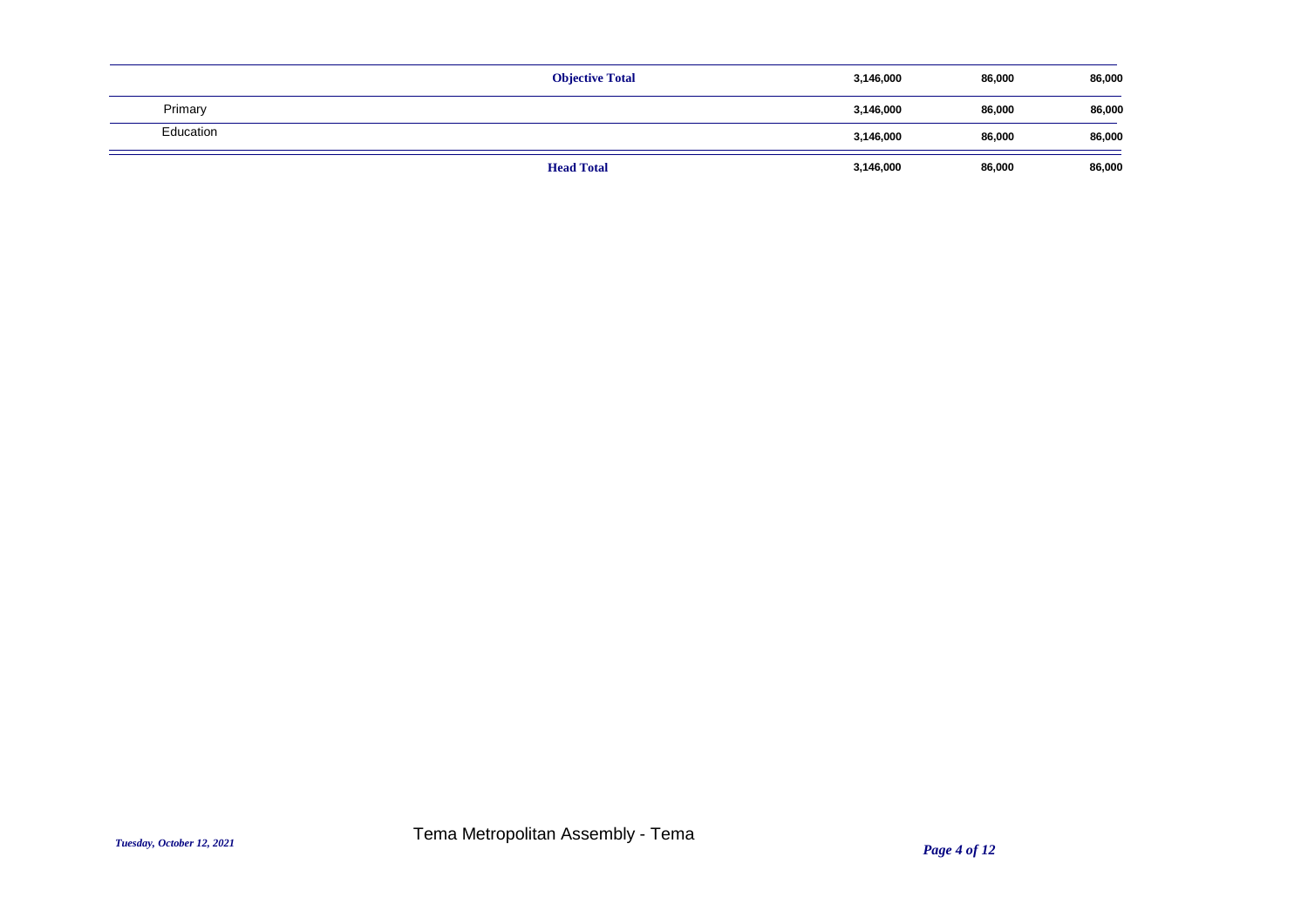| | | | | |
|---|---|---|---|---|
| | **Objective Total** | **3,146,000** | **86,000** | **86,000** |
| Primary | | **3,146,000** | **86,000** | **86,000** |
| Education | | **3,146,000** | **86,000** | **86,000** |
| | **Head Total** | **3,146,000** | **86,000** | **86,000** |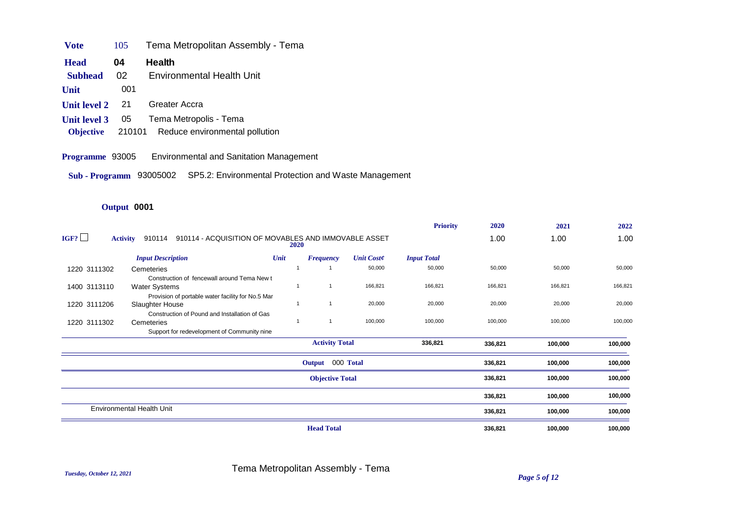| | | |
|---|---|---|
| **Vote** | 105 | Tema Metropolitan Assembly - Tema |
| **Head** | **04** | **Health** |
| **Subhead** | 02 | Environmental Health Unit |
| **Unit** | 001 | |
| **Unit level 2** | 21 | Greater Accra |
| **Unit level 3** | 05 | Tema Metropolis - Tema |
| **Objective** | 210101 | Reduce environmental pollution |

**Programme** 93005 Environmental and Sanitation Management

**Sub - Programm** 93005002 SP5.2: Environmental Protection and Waste Management

**Output 0001**

| | | | | | | **Priority** | **2020** | **2021** | **2022** |
|---|---|---|---|---|---|---|---|---|---|
| **IGF?** ☐ | **Activity** 910114 910114 - ACQUISITION OF MOVABLES AND IMMOVABLE ASSET **2020** | | | | | | 1.00 | 1.00 | 1.00 |
| | *Input Description* | *Unit* | *Frequency* | *Unit Cost¢* | *Input Total* | | | | |
| 1220 3111302 | Cemeteries<br>Construction of fencewall around Tema New t | 1 | 1 | 50,000 | 50,000 | | 50,000 | 50,000 | 50,000 |
| 1400 3113110 | Water Systems<br>Provision of portable water facility for No.5 Mar | 1 | 1 | 166,821 | 166,821 | | 166,821 | 166,821 | 166,821 |
| 1220 3111206 | Slaughter House<br>Construction of Pound and Installation of Gas | 1 | 1 | 20,000 | 20,000 | | 20,000 | 20,000 | 20,000 |
| 1220 3111302 | Cemeteries<br>Support for redevelopment of Community nine | 1 | 1 | 100,000 | 100,000 | | 100,000 | 100,000 | 100,000 |
| | | | **Activity Total** | | **336,821** | | **336,821** | **100,000** | **100,000** |
| | | | **Output** 000 **Total** | | | | **336,821** | **100,000** | **100,000** |
| | | | **Objective Total** | | | | **336,821** | **100,000** | **100,000** |
| | | | | | | | **336,821** | **100,000** | **100,000** |
| | Environmental Health Unit | | | | | | **336,821** | **100,000** | **100,000** |
| | | | **Head Total** | | | | **336,821** | **100,000** | **100,000** |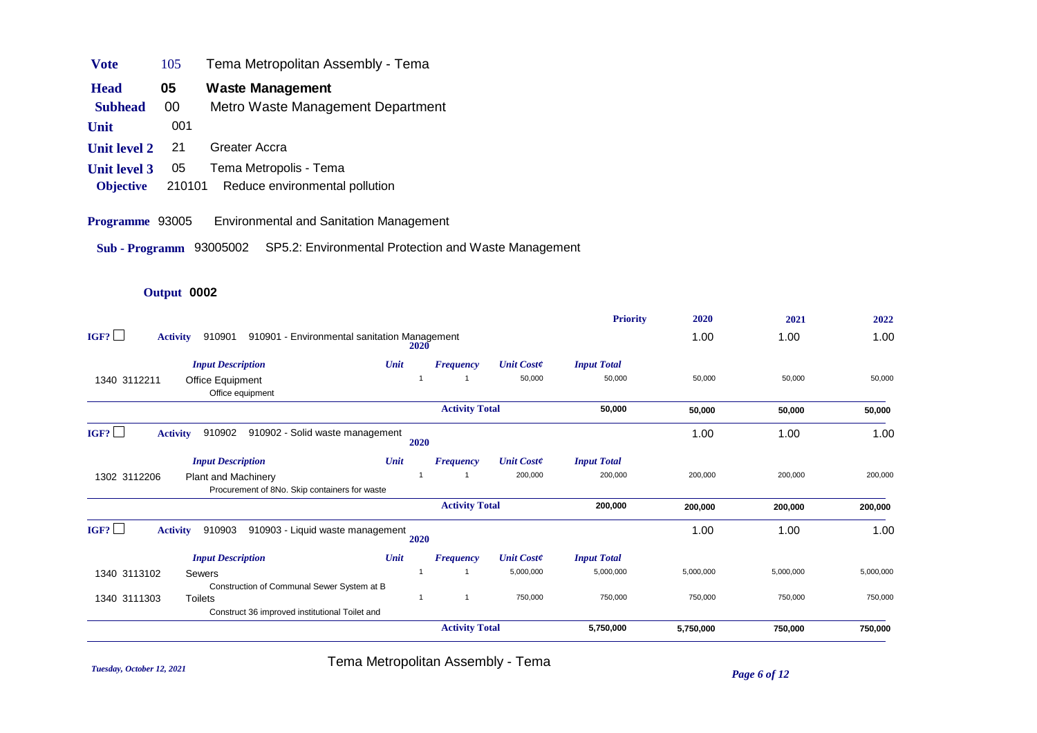| | | |
|---|---|---|
| **Vote** | 105 | Tema Metropolitan Assembly - Tema |
| **Head** | **05** | **Waste Management** |
| **Subhead** | 00 | Metro Waste Management Department |
| **Unit** | 001 | |
| **Unit level 2** | 21 | Greater Accra |
| **Unit level 3** | 05 | Tema Metropolis - Tema |
| **Objective** | 210101 | Reduce environmental pollution |

**Programme** 93005 Environmental and Sanitation Management

**Sub - Programm** 93005002 SP5.2: Environmental Protection and Waste Management

**Output 0002**

| | | | | | | **Priority** | **2020** | **2021** | **2022** |
|---|---|---|---|---|---|---|---|---|---|
| IGF? ☐ | **Activity** 910901 910901 - Environmental sanitation Management | **2020** | | | | | 1.00 | 1.00 | 1.00 |
| | *Input Description* | *Unit* | *Frequency* | *Unit Cost¢* | *Input Total* | | | | |
| 1340 3112211 | Office Equipment<br>Office equipment | 1 | 1 | 50,000 | 50,000 | | 50,000 | 50,000 | 50,000 |
| | | | **Activity Total** | | **50,000** | | **50,000** | **50,000** | **50,000** |
| IGF? ☐ | **Activity** 910902 910902 - Solid waste management | **2020** | | | | | 1.00 | 1.00 | 1.00 |
| | *Input Description* | *Unit* | *Frequency* | *Unit Cost¢* | *Input Total* | | | | |
| 1302 3112206 | Plant and Machinery<br>Procurement of 8No. Skip containers for waste | 1 | 1 | 200,000 | 200,000 | | 200,000 | 200,000 | 200,000 |
| | | | **Activity Total** | | **200,000** | | **200,000** | **200,000** | **200,000** |
| IGF? ☐ | **Activity** 910903 910903 - Liquid waste management | **2020** | | | | | 1.00 | 1.00 | 1.00 |
| | *Input Description* | *Unit* | *Frequency* | *Unit Cost¢* | *Input Total* | | | | |
| 1340 3113102 | Sewers<br>Construction of Communal Sewer System at B | 1 | 1 | 5,000,000 | 5,000,000 | | 5,000,000 | 5,000,000 | 5,000,000 |
| 1340 3111303 | Toilets<br>Construct 36 improved institutional Toilet and | 1 | 1 | 750,000 | 750,000 | | 750,000 | 750,000 | 750,000 |
| | | | **Activity Total** | | **5,750,000** | | **5,750,000** | **750,000** | **750,000** |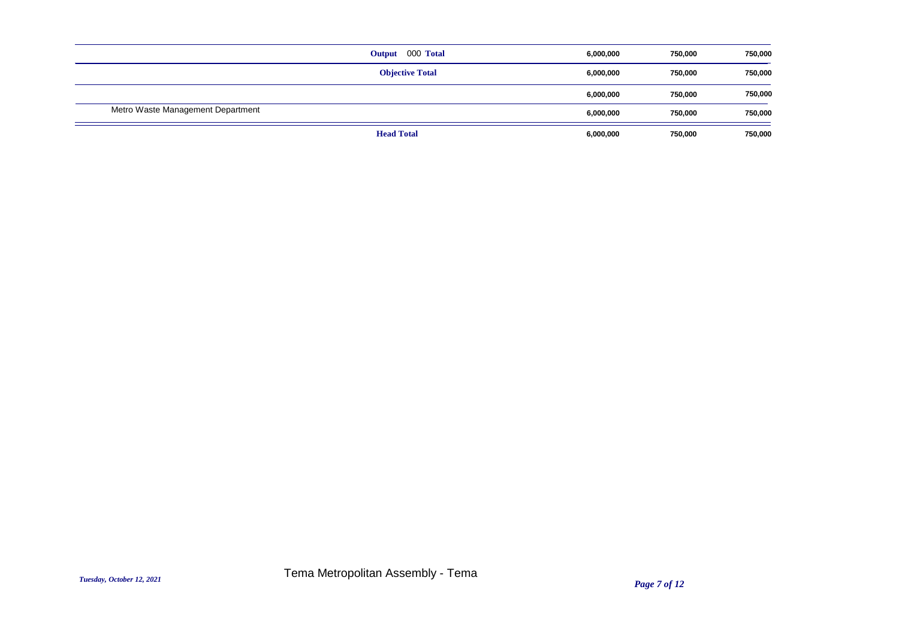| | | | | |
|---|---|---|---|---|
| | **Output 000 Total** | **6,000,000** | **750,000** | **750,000** |
| | **Objective Total** | **6,000,000** | **750,000** | **750,000** |
| | | **6,000,000** | **750,000** | **750,000** |
| Metro Waste Management Department | | **6,000,000** | **750,000** | **750,000** |
| | **Head Total** | **6,000,000** | **750,000** | **750,000** |

*Tuesday, October 12, 2021*

Tema Metropolitan Assembly - Tema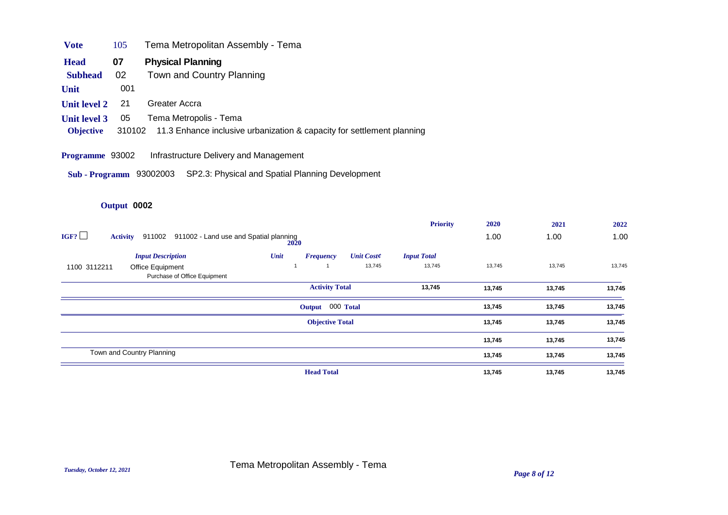| | | |
|---|---|---|
| **Vote** | 105 | Tema Metropolitan Assembly - Tema |
| **Head** | **07** | **Physical Planning** |
| **Subhead** | 02 | Town and Country Planning |
| **Unit** | 001 | |
| **Unit level 2** | 21 | Greater Accra |
| **Unit level 3** | 05 | Tema Metropolis - Tema |
| **Objective** | 310102 | 11.3 Enhance inclusive urbanization & capacity for settlement planning |

**Programme** 93002 Infrastructure Delivery and Management

**Sub - Programm** 93002003 SP2.3: Physical and Spatial Planning Development

**Output 0002**

| | | | | | | **Priority** | **2020** | **2021** | **2022** |
|---|---|---|---|---|---|---|---|---|---|
| IGF? ☐ | **Activity** 911002 911002 - Land use and Spatial planning | **2020** | | | | | 1.00 | 1.00 | 1.00 |
| | ***Input Description*** | ***Unit*** | ***Frequency*** | ***Unit Cost¢*** | ***Input Total*** | | | | |
| 1100 3112211 | Office Equipment<br>Purchase of Office Equipment | 1 | 1 | 13,745 | 13,745 | | 13,745 | 13,745 | 13,745 |
| | | | **Activity Total** | | 13,745 | | 13,745 | 13,745 | 13,745 |
| | | | **Output** 000 **Total** | | | | 13,745 | 13,745 | 13,745 |
| | | | **Objective Total** | | | | 13,745 | 13,745 | 13,745 |
| | | | | | | | 13,745 | 13,745 | 13,745 |
| | Town and Country Planning | | | | | | 13,745 | 13,745 | 13,745 |
| | | | **Head Total** | | | | 13,745 | 13,745 | 13,745 |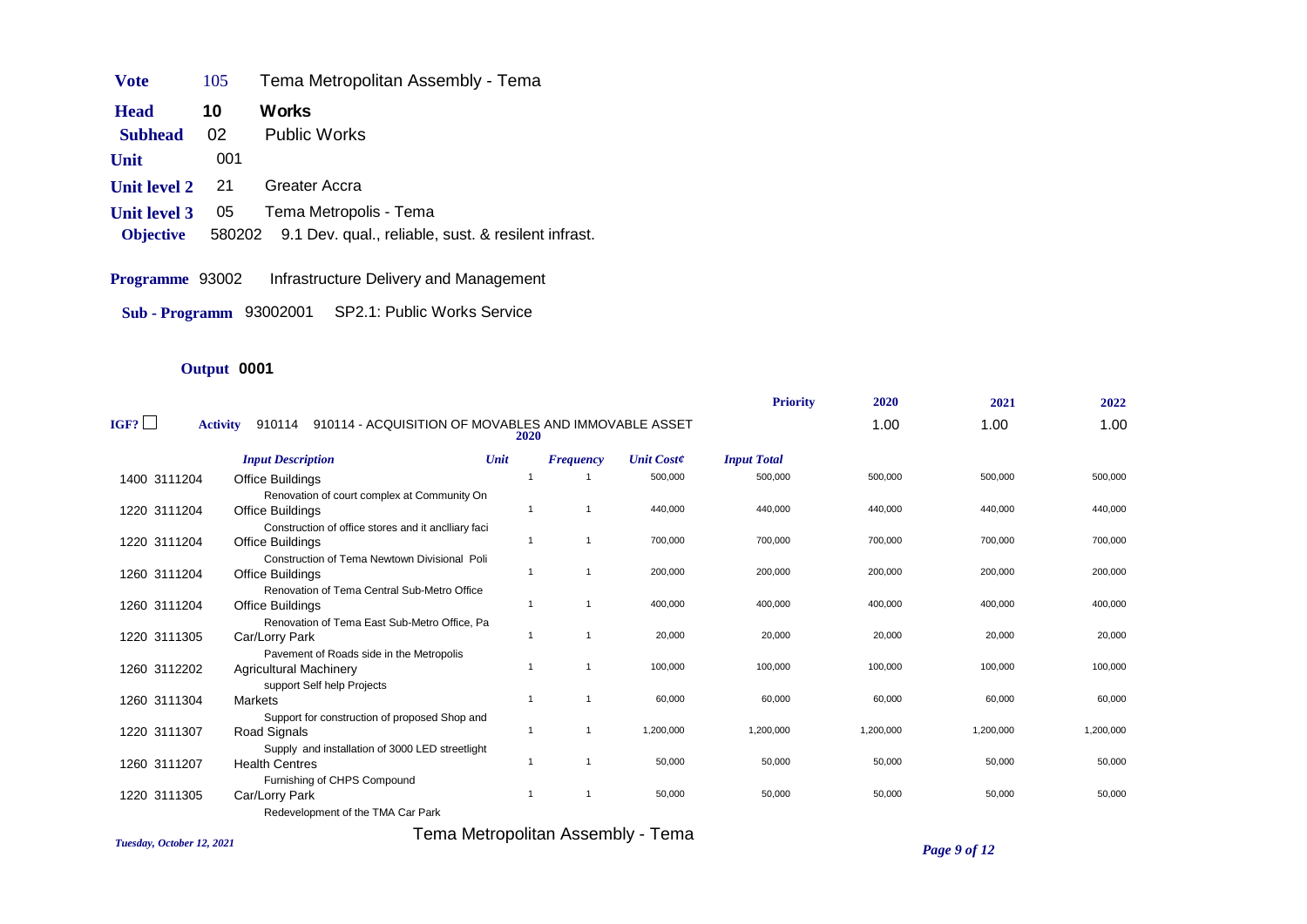| | | |
|---|---|---|
| **Vote** | 105 | Tema Metropolitan Assembly - Tema |
| **Head** | **10** | **Works** |
| **Subhead** | 02 | Public Works |
| **Unit** | 001 | |
| **Unit level 2** | 21 | Greater Accra |
| **Unit level 3** | 05 | Tema Metropolis - Tema |
| **Objective** | 580202 | 9.1 Dev. qual., reliable, sust. & resilent infrast. |

**Programme** 93002 Infrastructure Delivery and Management

**Sub - Programm** 93002001 SP2.1: Public Works Service

**Output 0001**

IGF? ☐ **Activity** 910114 910114 - ACQUISITION OF MOVABLES AND IMMOVABLE ASSET

| | **Priority** | **2020** | **2021** | **2022** |
|---|---|---|---|---|
| | | 1.00 | 1.00 | 1.00 |

| | *Input Description* | *Unit* | *Frequency* | *Unit Cost¢* | *Input Total* | 2020 | 2021 | 2022 |
|---|---|---|---|---|---|---|---|---|
| 1400 3111204 | Office Buildings<br>Renovation of court complex at Community On | 1 | 1 | 500,000 | 500,000 | 500,000 | 500,000 | 500,000 |
| 1220 3111204 | Office Buildings<br>Construction of office stores and it anclliary faci | 1 | 1 | 440,000 | 440,000 | 440,000 | 440,000 | 440,000 |
| 1220 3111204 | Office Buildings<br>Construction of Tema Newtown Divisional Poli | 1 | 1 | 700,000 | 700,000 | 700,000 | 700,000 | 700,000 |
| 1260 3111204 | Office Buildings<br>Renovation of Tema Central Sub-Metro Office | 1 | 1 | 200,000 | 200,000 | 200,000 | 200,000 | 200,000 |
| 1260 3111204 | Office Buildings<br>Renovation of Tema East Sub-Metro Office, Pa | 1 | 1 | 400,000 | 400,000 | 400,000 | 400,000 | 400,000 |
| 1220 3111305 | Car/Lorry Park<br>Pavement of Roads side in the Metropolis | 1 | 1 | 20,000 | 20,000 | 20,000 | 20,000 | 20,000 |
| 1260 3112202 | Agricultural Machinery<br>support Self help Projects | 1 | 1 | 100,000 | 100,000 | 100,000 | 100,000 | 100,000 |
| 1260 3111304 | Markets<br>Support for construction of proposed Shop and | 1 | 1 | 60,000 | 60,000 | 60,000 | 60,000 | 60,000 |
| 1220 3111307 | Road Signals<br>Supply and installation of 3000 LED streetlight | 1 | 1 | 1,200,000 | 1,200,000 | 1,200,000 | 1,200,000 | 1,200,000 |
| 1260 3111207 | Health Centres<br>Furnishing of CHPS Compound | 1 | 1 | 50,000 | 50,000 | 50,000 | 50,000 | 50,000 |
| 1220 3111305 | Car/Lorry Park<br>Redevelopment of the TMA Car Park | 1 | 1 | 50,000 | 50,000 | 50,000 | 50,000 | 50,000 |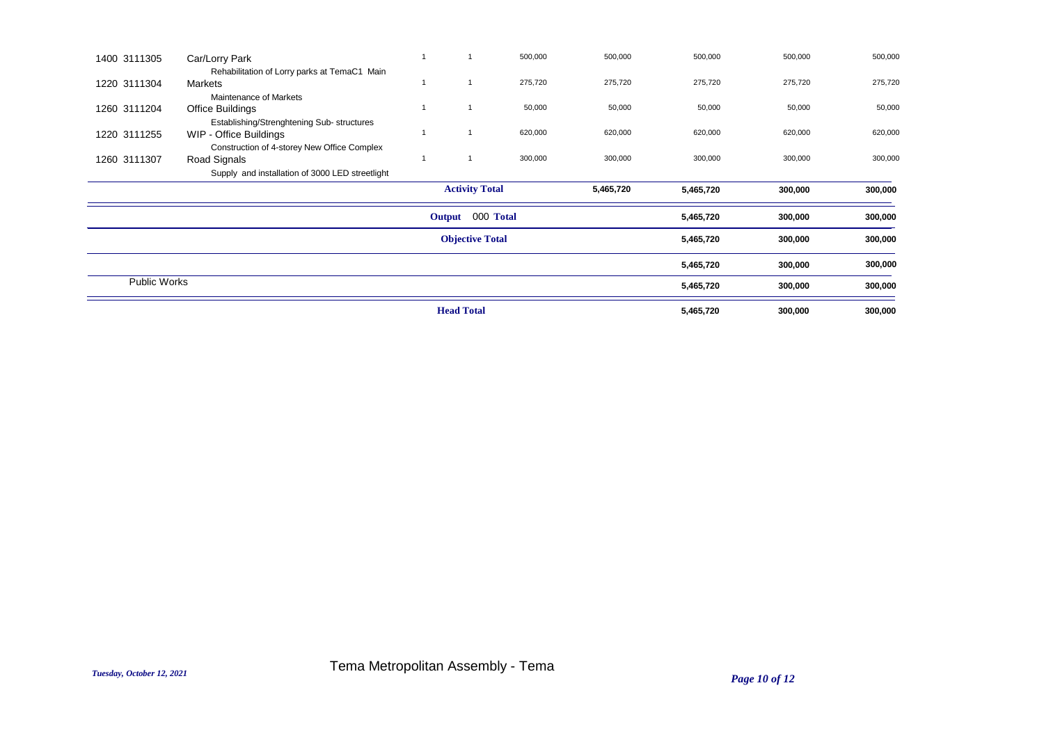| | | | | | | | | |
|---|---|---|---|---|---|---|---|---|
| 1400 3111305 | Car/Lorry Park<br>Rehabilitation of Lorry parks at TemaC1 Main | 1 | 1 | 500,000 | 500,000 | 500,000 | 500,000 | 500,000 |
| 1220 3111304 | Markets<br>Maintenance of Markets | 1 | 1 | 275,720 | 275,720 | 275,720 | 275,720 | 275,720 |
| 1260 3111204 | Office Buildings<br>Establishing/Strenghtening Sub- structures | 1 | 1 | 50,000 | 50,000 | 50,000 | 50,000 | 50,000 |
| 1220 3111255 | WIP - Office Buildings<br>Construction of 4-storey New Office Complex | 1 | 1 | 620,000 | 620,000 | 620,000 | 620,000 | 620,000 |
| 1260 3111307 | Road Signals<br>Supply and installation of 3000 LED streetlight | 1 | 1 | 300,000 | 300,000 | 300,000 | 300,000 | 300,000 |
| | | **Activity Total** | | | **5,465,720** | **5,465,720** | **300,000** | **300,000** |
| | | **Output 000 Total** | | | | **5,465,720** | **300,000** | **300,000** |
| | | **Objective Total** | | | | **5,465,720** | **300,000** | **300,000** |
| | | | | | | **5,465,720** | **300,000** | **300,000** |
| Public Works | | | | | | **5,465,720** | **300,000** | **300,000** |
| | | **Head Total** | | | | **5,465,720** | **300,000** | **300,000** |

*Tuesday, October 12, 2021*

Tema Metropolitan Assembly - Tema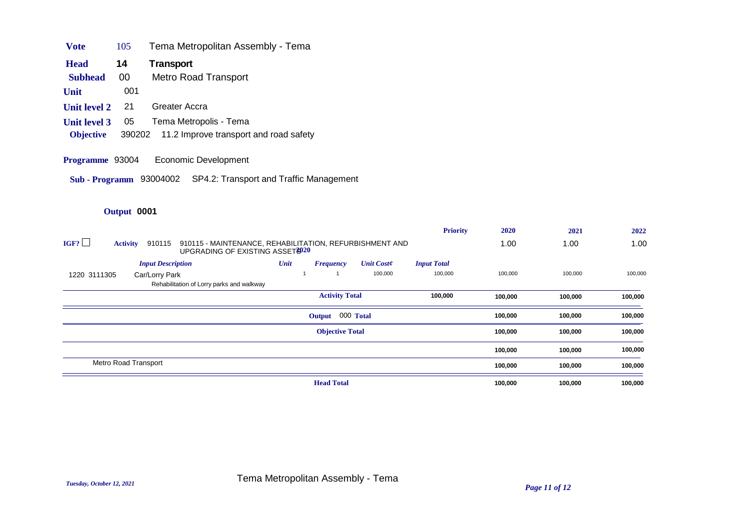**Vote** 105 Tema Metropolitan Assembly - Tema

**Head** **14** **Transport**

**Subhead** 00 Metro Road Transport

**Unit** 001

**Unit level 2** 21 Greater Accra

**Unit level 3** 05 Tema Metropolis - Tema

**Objective** 390202 11.2 Improve transport and road safety

**Programme** 93004 Economic Development

**Sub - Programm** 93004002 SP4.2: Transport and Traffic Management

**Output 0001**

| | | | | | | Priority | 2020 | 2021 | 2022 |
|---|---|---|---|---|---|---|---|---|---|
| IGF? ☐ | **Activity** 910115 910115 - MAINTENANCE, REHABILITATION, REFURBISHMENT AND UPGRADING OF EXISTING ASSETS | | | | | 2020 | 1.00 | 1.00 | 1.00 |
| | *Input Description* | *Unit* | *Frequency* | *Unit Cost¢* | *Input Total* | | | | |
| 1220 3111305 | Car/Lorry Park<br>Rehabilitation of Lorry parks and walkway | 1 | 1 | 100,000 | 100,000 | | 100,000 | 100,000 | 100,000 |
| | | | **Activity Total** | | **100,000** | | **100,000** | **100,000** | **100,000** |
| | | | **Output 000 Total** | | | | **100,000** | **100,000** | **100,000** |
| | | | **Objective Total** | | | | **100,000** | **100,000** | **100,000** |
| | | | | | | | **100,000** | **100,000** | **100,000** |
| | Metro Road Transport | | | | | | **100,000** | **100,000** | **100,000** |
| | | | **Head Total** | | | | **100,000** | **100,000** | **100,000** |

*Tuesday, October 12, 2021*

Tema Metropolitan Assembly - Tema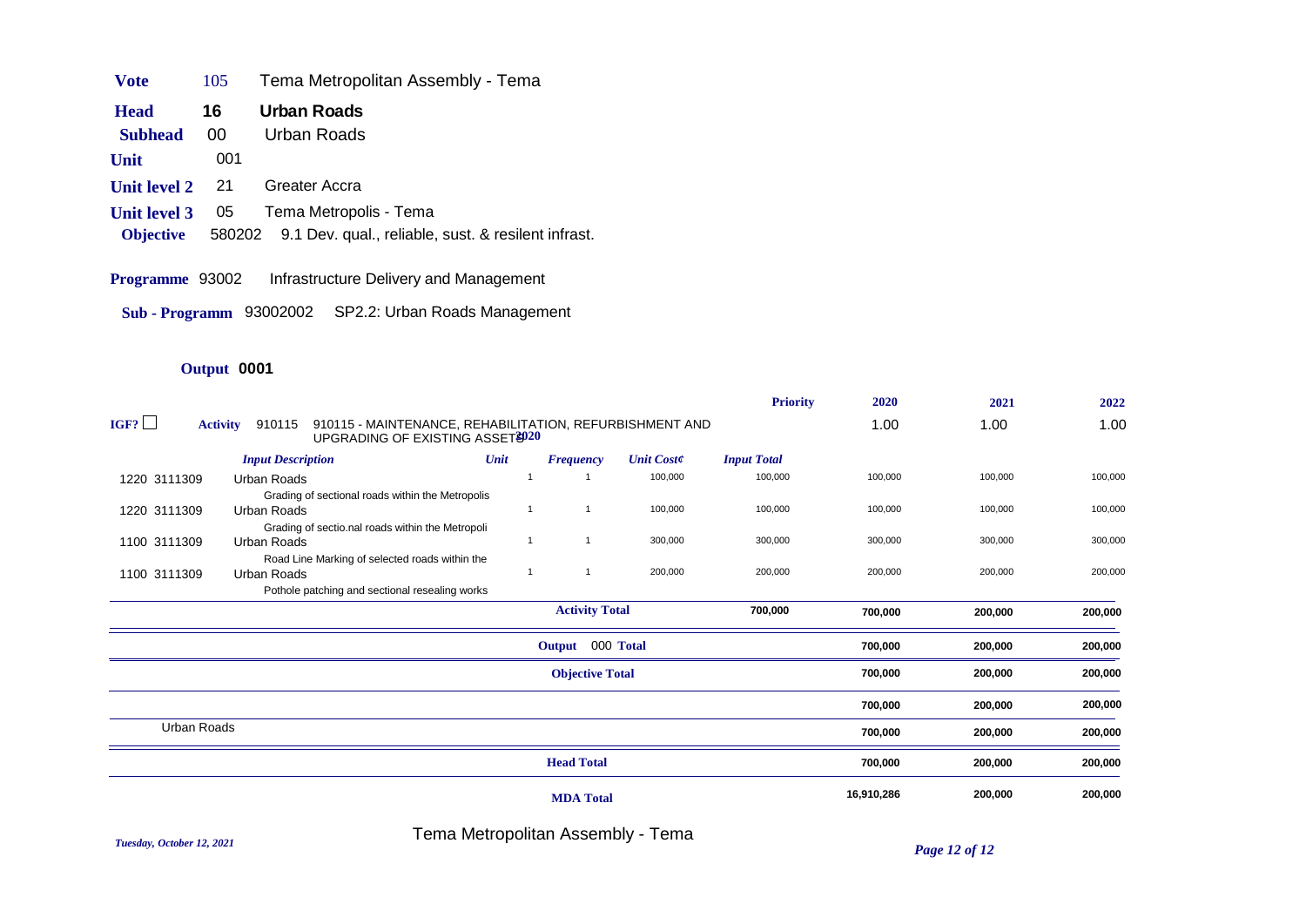**Vote** 105 Tema Metropolitan Assembly - Tema

**Head** **16** **Urban Roads**

**Subhead** 00 Urban Roads

**Unit** 001

**Unit level 2** 21 Greater Accra

**Unit level 3** 05 Tema Metropolis - Tema

**Objective** 580202 9.1 Dev. qual., reliable, sust. & resilent infrast.

**Programme** 93002 Infrastructure Delivery and Management

**Sub - Programm** 93002002 SP2.2: Urban Roads Management

**Output 0001**

| | | | | | | Priority | 2020 | 2021 | 2022 |
|---|---|---|---|---|---|---|---|---|---|
| IGF? ☐ | **Activity** 910115 910115 - MAINTENANCE, REHABILITATION, REFURBISHMENT AND UPGRADING OF EXISTING ASSETS 2020 | | | | | | 1.00 | 1.00 | 1.00 |
| | *Input Description* | *Unit* | *Frequency* | *Unit Cost¢* | *Input Total* | | | | |
| 1220 3111309 | Urban Roads<br>Grading of sectional roads within the Metropolis | 1 | 1 | 100,000 | 100,000 | | 100,000 | 100,000 | 100,000 |
| 1220 3111309 | Urban Roads<br>Grading of sectio.nal roads within the Metropoli | 1 | 1 | 100,000 | 100,000 | | 100,000 | 100,000 | 100,000 |
| 1100 3111309 | Urban Roads<br>Road Line Marking of selected roads within the | 1 | 1 | 300,000 | 300,000 | | 300,000 | 300,000 | 300,000 |
| 1100 3111309 | Urban Roads<br>Pothole patching and sectional resealing works | 1 | 1 | 200,000 | 200,000 | | 200,000 | 200,000 | 200,000 |
| | | | **Activity Total** | | **700,000** | | **700,000** | **200,000** | **200,000** |
| | | | **Output 000 Total** | | | | **700,000** | **200,000** | **200,000** |
| | | | **Objective Total** | | | | **700,000** | **200,000** | **200,000** |
| | | | | | | | **700,000** | **200,000** | **200,000** |
| Urban Roads | | | | | | | **700,000** | **200,000** | **200,000** |
| | | | **Head Total** | | | | **700,000** | **200,000** | **200,000** |
| | | | **MDA Total** | | | | **16,910,286** | **200,000** | **200,000** |